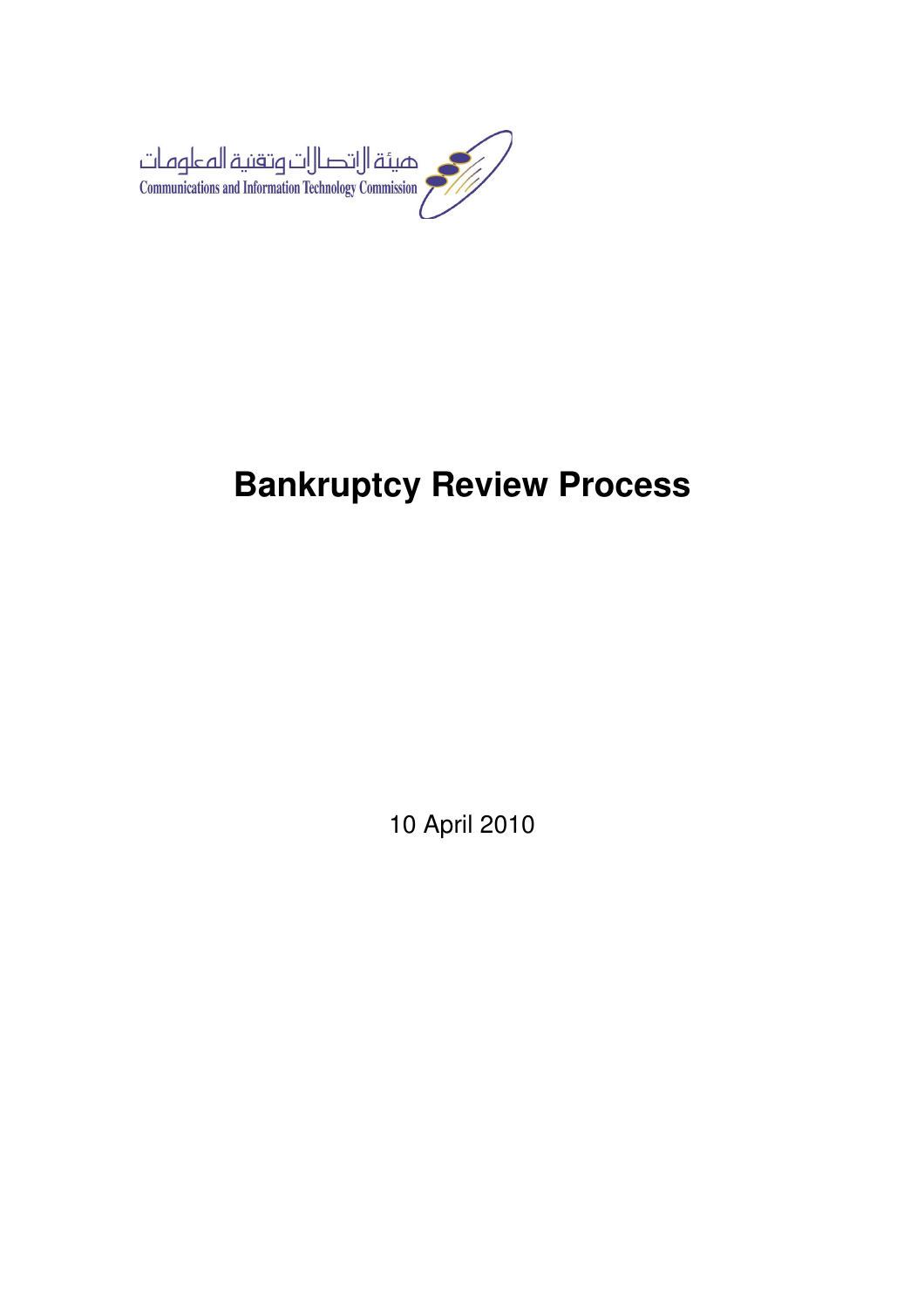هيئة الاتصالات وتقنية المعلومات
Communications and Information Technology Commission

# Bankruptcy Review Process

10 April 2010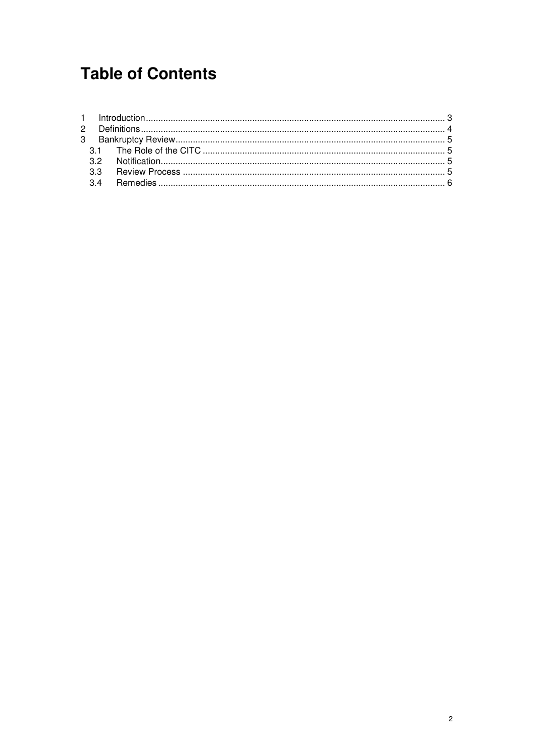# Table of Contents

1 Introduction ........ 3
2 Definitions ........ 4
3 Bankruptcy Review ........ 5
  3.1 The Role of the CITC ........ 5
  3.2 Notification ........ 5
  3.3 Review Process ........ 5
  3.4 Remedies ........ 6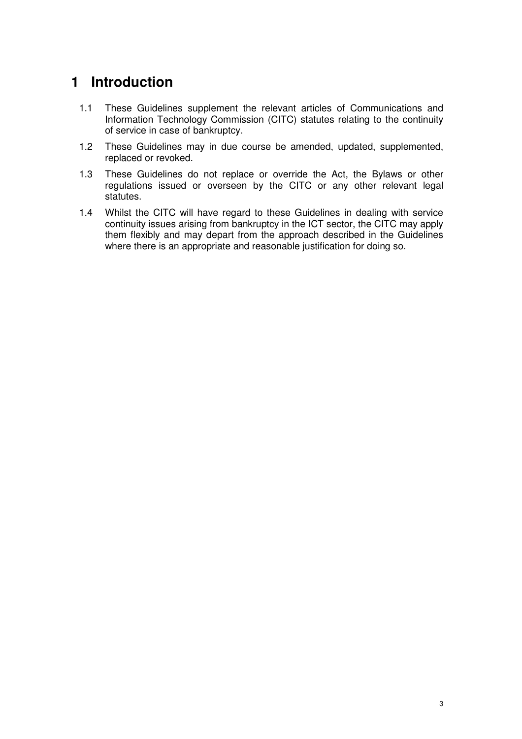# 1 Introduction

1.1 These Guidelines supplement the relevant articles of Communications and Information Technology Commission (CITC) statutes relating to the continuity of service in case of bankruptcy.

1.2 These Guidelines may in due course be amended, updated, supplemented, replaced or revoked.

1.3 These Guidelines do not replace or override the Act, the Bylaws or other regulations issued or overseen by the CITC or any other relevant legal statutes.

1.4 Whilst the CITC will have regard to these Guidelines in dealing with service continuity issues arising from bankruptcy in the ICT sector, the CITC may apply them flexibly and may depart from the approach described in the Guidelines where there is an appropriate and reasonable justification for doing so.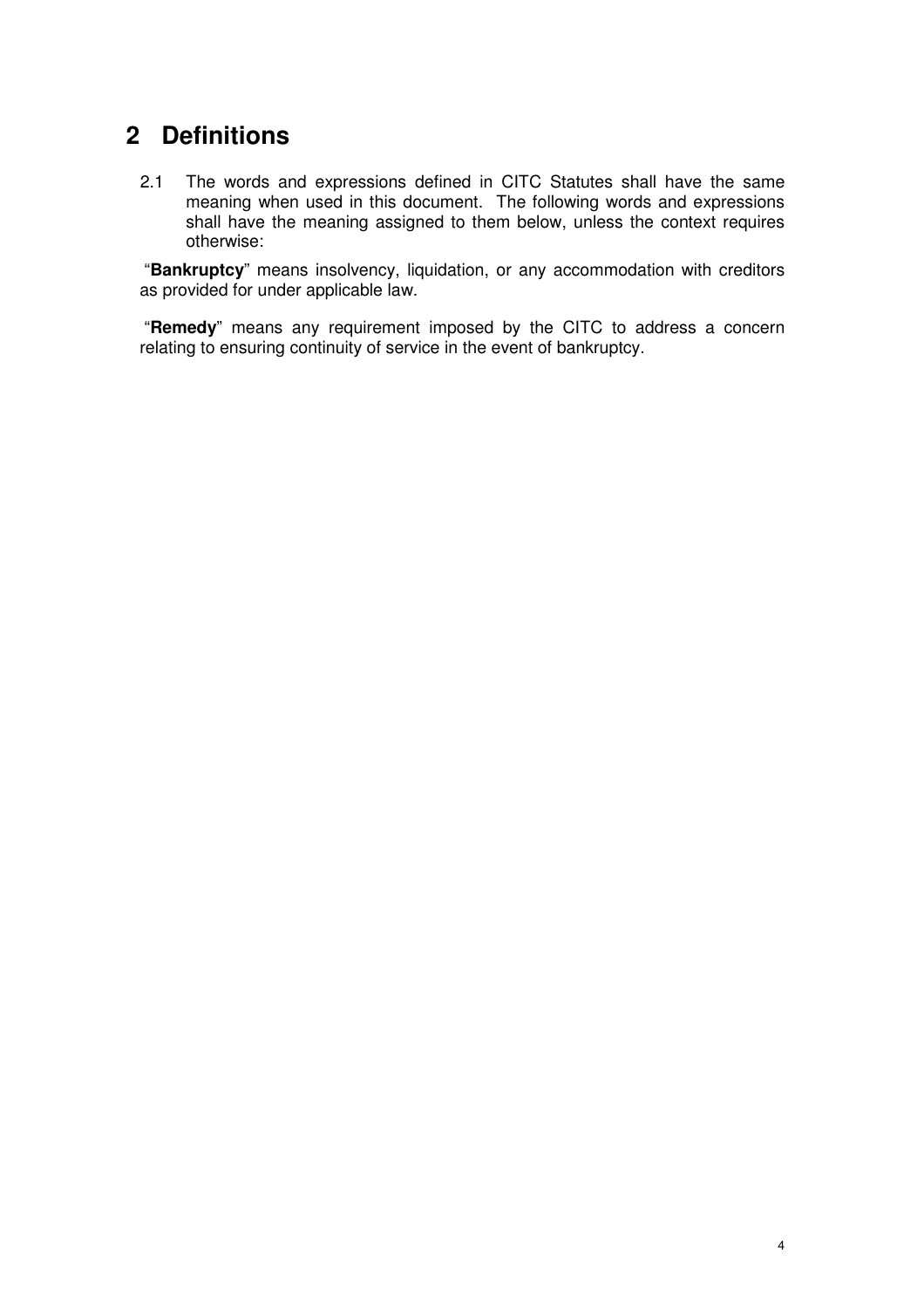# 2 Definitions

2.1 The words and expressions defined in CITC Statutes shall have the same meaning when used in this document. The following words and expressions shall have the meaning assigned to them below, unless the context requires otherwise:

"**Bankruptcy**" means insolvency, liquidation, or any accommodation with creditors as provided for under applicable law.

"**Remedy**" means any requirement imposed by the CITC to address a concern relating to ensuring continuity of service in the event of bankruptcy.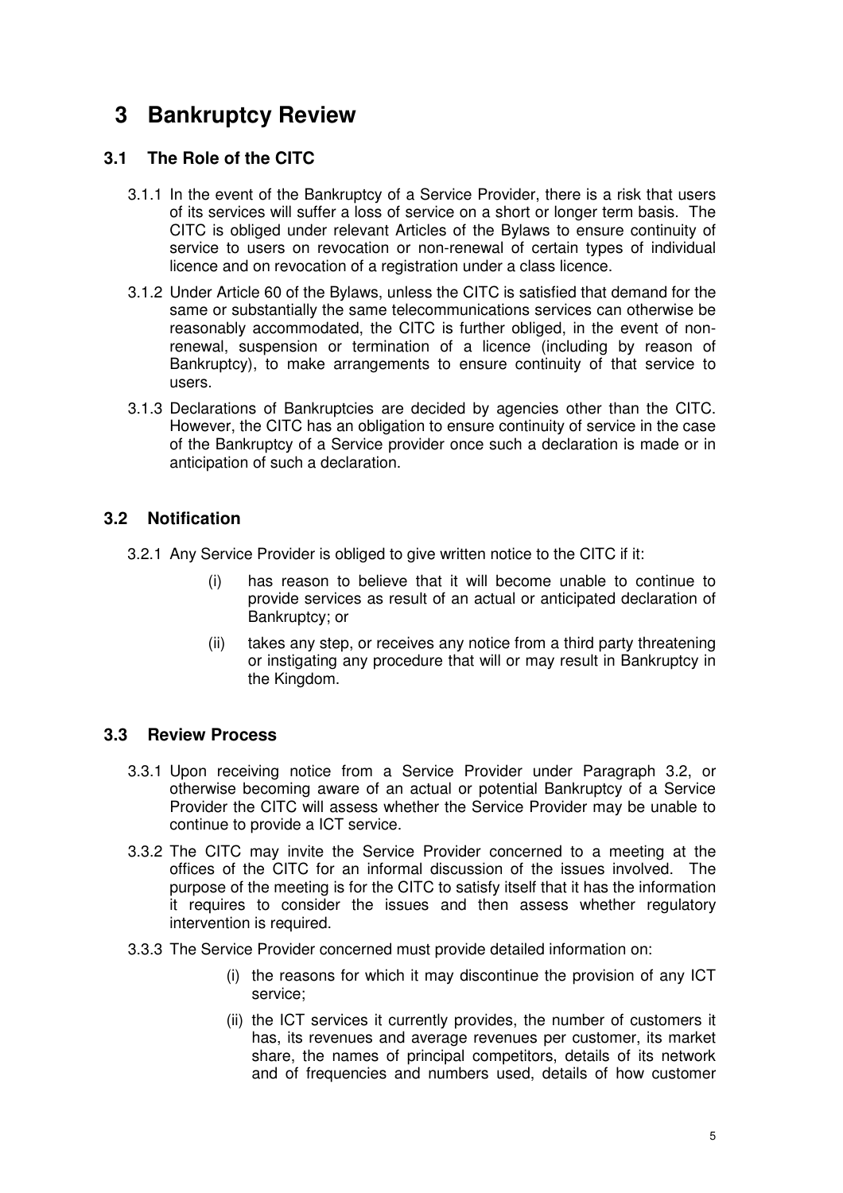# 3 Bankruptcy Review

## 3.1 The Role of the CITC

3.1.1 In the event of the Bankruptcy of a Service Provider, there is a risk that users of its services will suffer a loss of service on a short or longer term basis. The CITC is obliged under relevant Articles of the Bylaws to ensure continuity of service to users on revocation or non-renewal of certain types of individual licence and on revocation of a registration under a class licence.

3.1.2 Under Article 60 of the Bylaws, unless the CITC is satisfied that demand for the same or substantially the same telecommunications services can otherwise be reasonably accommodated, the CITC is further obliged, in the event of non-renewal, suspension or termination of a licence (including by reason of Bankruptcy), to make arrangements to ensure continuity of that service to users.

3.1.3 Declarations of Bankruptcies are decided by agencies other than the CITC. However, the CITC has an obligation to ensure continuity of service in the case of the Bankruptcy of a Service provider once such a declaration is made or in anticipation of such a declaration.

## 3.2 Notification

3.2.1 Any Service Provider is obliged to give written notice to the CITC if it:

(i) has reason to believe that it will become unable to continue to provide services as result of an actual or anticipated declaration of Bankruptcy; or

(ii) takes any step, or receives any notice from a third party threatening or instigating any procedure that will or may result in Bankruptcy in the Kingdom.

## 3.3 Review Process

3.3.1 Upon receiving notice from a Service Provider under Paragraph 3.2, or otherwise becoming aware of an actual or potential Bankruptcy of a Service Provider the CITC will assess whether the Service Provider may be unable to continue to provide a ICT service.

3.3.2 The CITC may invite the Service Provider concerned to a meeting at the offices of the CITC for an informal discussion of the issues involved. The purpose of the meeting is for the CITC to satisfy itself that it has the information it requires to consider the issues and then assess whether regulatory intervention is required.

3.3.3 The Service Provider concerned must provide detailed information on:

(i) the reasons for which it may discontinue the provision of any ICT service;

(ii) the ICT services it currently provides, the number of customers it has, its revenues and average revenues per customer, its market share, the names of principal competitors, details of its network and of frequencies and numbers used, details of how customer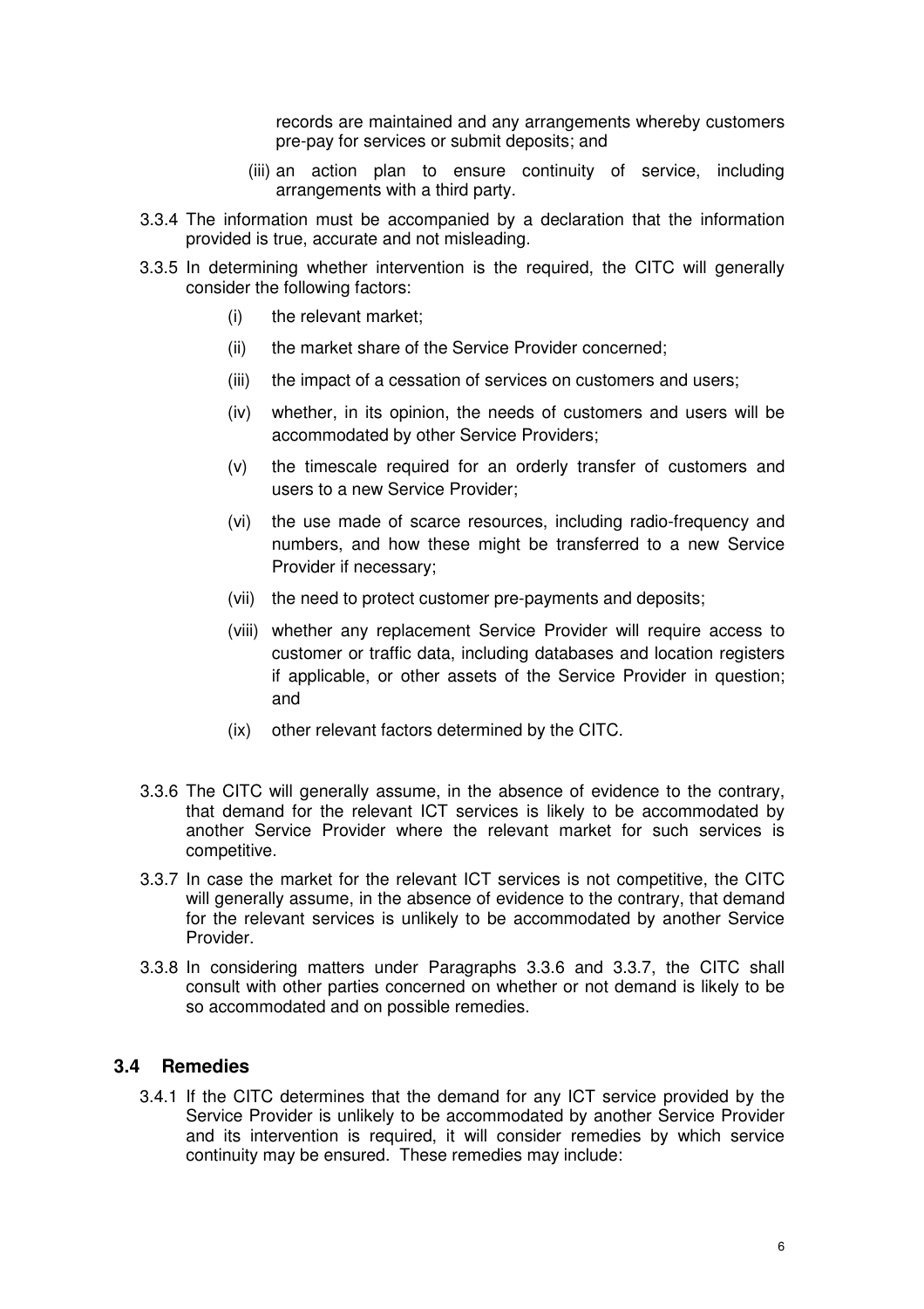records are maintained and any arrangements whereby customers pre-pay for services or submit deposits; and

(iii) an action plan to ensure continuity of service, including arrangements with a third party.

3.3.4 The information must be accompanied by a declaration that the information provided is true, accurate and not misleading.

3.3.5 In determining whether intervention is the required, the CITC will generally consider the following factors:

(i) the relevant market;

(ii) the market share of the Service Provider concerned;

(iii) the impact of a cessation of services on customers and users;

(iv) whether, in its opinion, the needs of customers and users will be accommodated by other Service Providers;

(v) the timescale required for an orderly transfer of customers and users to a new Service Provider;

(vi) the use made of scarce resources, including radio-frequency and numbers, and how these might be transferred to a new Service Provider if necessary;

(vii) the need to protect customer pre-payments and deposits;

(viii) whether any replacement Service Provider will require access to customer or traffic data, including databases and location registers if applicable, or other assets of the Service Provider in question; and

(ix) other relevant factors determined by the CITC.

3.3.6 The CITC will generally assume, in the absence of evidence to the contrary, that demand for the relevant ICT services is likely to be accommodated by another Service Provider where the relevant market for such services is competitive.

3.3.7 In case the market for the relevant ICT services is not competitive, the CITC will generally assume, in the absence of evidence to the contrary, that demand for the relevant services is unlikely to be accommodated by another Service Provider.

3.3.8 In considering matters under Paragraphs 3.3.6 and 3.3.7, the CITC shall consult with other parties concerned on whether or not demand is likely to be so accommodated and on possible remedies.

## 3.4 Remedies

3.4.1 If the CITC determines that the demand for any ICT service provided by the Service Provider is unlikely to be accommodated by another Service Provider and its intervention is required, it will consider remedies by which service continuity may be ensured. These remedies may include: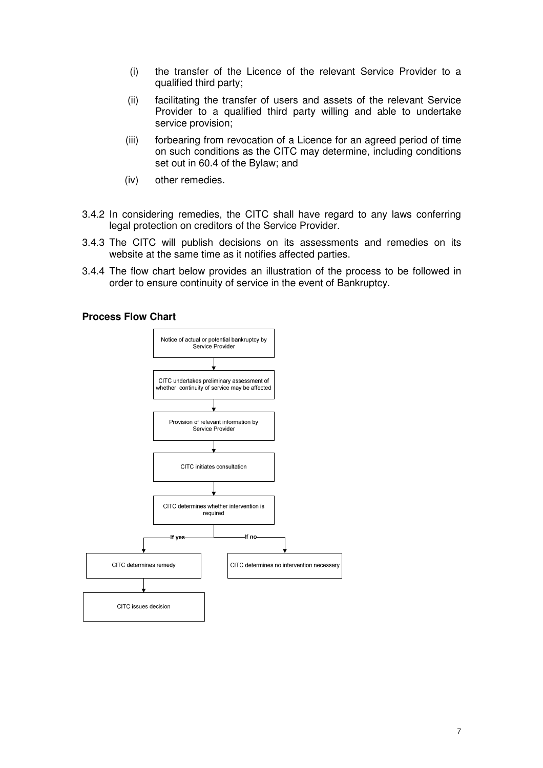(i) the transfer of the Licence of the relevant Service Provider to a qualified third party;

(ii) facilitating the transfer of users and assets of the relevant Service Provider to a qualified third party willing and able to undertake service provision;

(iii) forbearing from revocation of a Licence for an agreed period of time on such conditions as the CITC may determine, including conditions set out in 60.4 of the Bylaw; and

(iv) other remedies.

3.4.2 In considering remedies, the CITC shall have regard to any laws conferring legal protection on creditors of the Service Provider.

3.4.3 The CITC will publish decisions on its assessments and remedies on its website at the same time as it notifies affected parties.

3.4.4 The flow chart below provides an illustration of the process to be followed in order to ensure continuity of service in the event of Bankruptcy.

**Process Flow Chart**

Notice of actual or potential bankruptcy by Service Provider

CITC undertakes preliminary assessment of whether continuity of service may be affected

Provision of relevant information by Service Provider

CITC initiates consultation

CITC determines whether intervention is required

If yes

If no

CITC determines remedy

CITC determines no intervention necessary

CITC issues decision